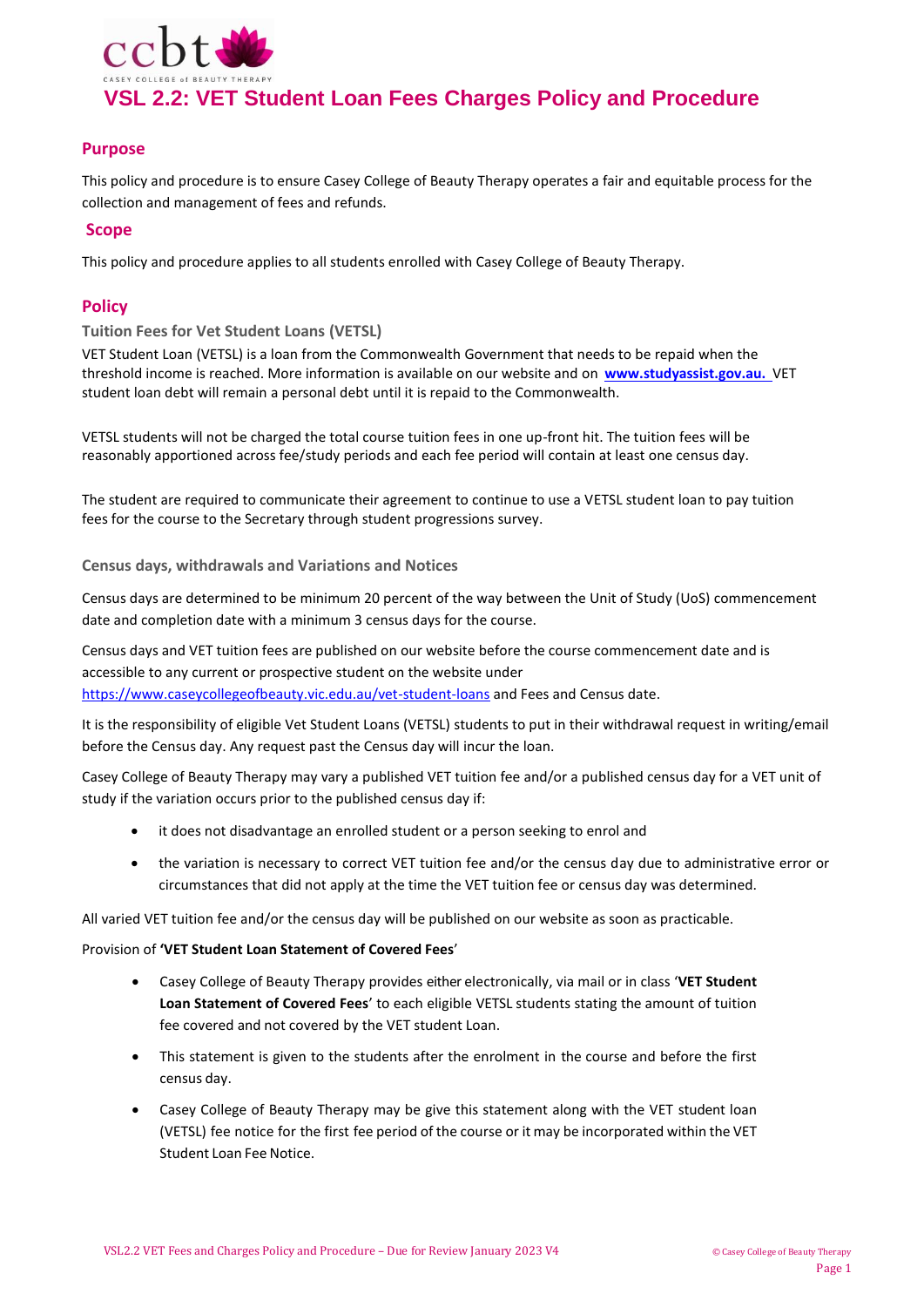# VSL 2.2: VET Student Loan Fees Charges Policy and Procedure

## Purpose

This policy and procedure is to ensure Casey College of Beauty Therapy operates a fair and equitable process for the collection and management of fees and refunds.

## Scope

This policy and procedure applies to all students enrolled with Casey College of Beauty Therapy.

## Policy

### Tuition Fees for Vet Student Loans (VETSL)

VET Student Loan (VETSL) is a loan from the Commonwealth Government that needs to be repaid when the threshold income is reached. More information is available on our website and on **www.studyassist.gov.au.** VET student loan debt will remain a personal debt until it is repaid to the Commonwealth.

VETSL students will not be charged the total course tuition fees in one up-front hit. The tuition fees will be reasonably apportioned across fee/study periods and each fee period will contain at least one census day.

The student are required to communicate their agreement to continue to use a VETSL student loan to pay tuition fees for the course to the Secretary through student progressions survey.

### Census days, withdrawals and Variations and Notices

Census days are determined to be minimum 20 percent of the way between the Unit of Study (UoS) commencement date and completion date with a minimum 3 census days for the course.

Census days and VET tuition fees are published on our website before the course commencement date and is accessible to any current or prospective student on the website under https://www.caseycollegeofbeauty.vic.edu.au/vet-student-loans and Fees and Census date.

It is the responsibility of eligible Vet Student Loans (VETSL) students to put in their withdrawal request in writing/email before the Census day. Any request past the Census day will incur the loan.

Casey College of Beauty Therapy may vary a published VET tuition fee and/or a published census day for a VET unit of study if the variation occurs prior to the published census day if:

- it does not disadvantage an enrolled student or a person seeking to enrol and
- the variation is necessary to correct VET tuition fee and/or the census day due to administrative error or circumstances that did not apply at the time the VET tuition fee or census day was determined.

All varied VET tuition fee and/or the census day will be published on our website as soon as practicable.

Provision of **'VET Student Loan Statement of Covered Fees'**

- Casey College of Beauty Therapy provides either electronically, via mail or in class '**VET Student Loan Statement of Covered Fees**' to each eligible VETSL students stating the amount of tuition fee covered and not covered by the VET student Loan.
- This statement is given to the students after the enrolment in the course and before the first census day.
- Casey College of Beauty Therapy may be give this statement along with the VET student loan (VETSL) fee notice for the first fee period of the course or it may be incorporated within the VET Student Loan Fee Notice.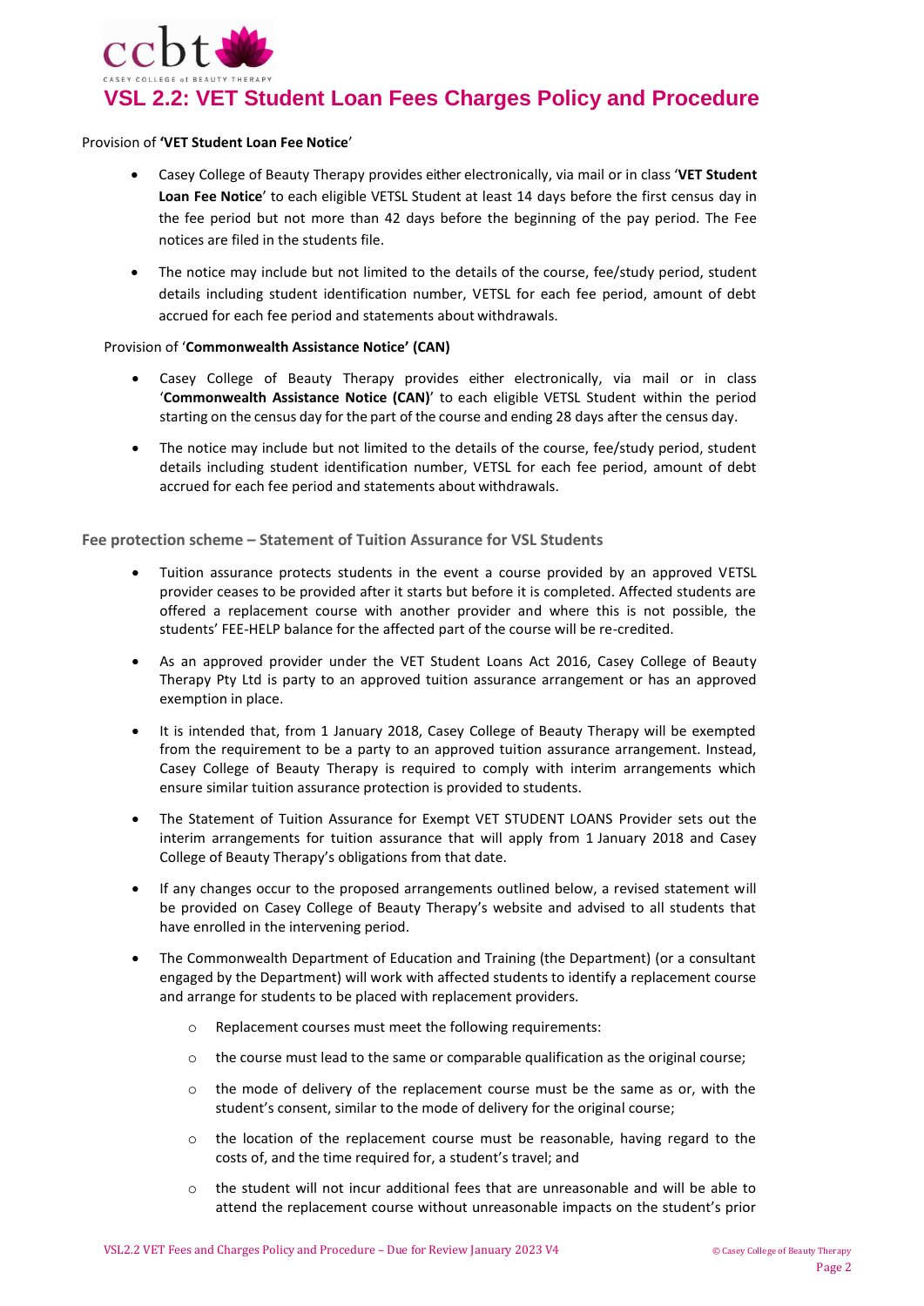# VSL 2.2: VET Student Loan Fees Charges Policy and Procedure

Provision of **'VET Student Loan Fee Notice**'

- Casey College of Beauty Therapy provides either electronically, via mail or in class '**VET Student Loan Fee Notice**' to each eligible VETSL Student at least 14 days before the first census day in the fee period but not more than 42 days before the beginning of the pay period. The Fee notices are filed in the students file.
- The notice may include but not limited to the details of the course, fee/study period, student details including student identification number, VETSL for each fee period, amount of debt accrued for each fee period and statements about withdrawals.

Provision of '**Commonwealth Assistance Notice' (CAN)**

- Casey College of Beauty Therapy provides either electronically, via mail or in class '**Commonwealth Assistance Notice (CAN)**' to each eligible VETSL Student within the period starting on the census day for the part of the course and ending 28 days after the census day.
- The notice may include but not limited to the details of the course, fee/study period, student details including student identification number, VETSL for each fee period, amount of debt accrued for each fee period and statements about withdrawals.

**Fee protection scheme – Statement of Tuition Assurance for VSL Students**

- Tuition assurance protects students in the event a course provided by an approved VETSL provider ceases to be provided after it starts but before it is completed. Affected students are offered a replacement course with another provider and where this is not possible, the students' FEE-HELP balance for the affected part of the course will be re-credited.
- As an approved provider under the VET Student Loans Act 2016, Casey College of Beauty Therapy Pty Ltd is party to an approved tuition assurance arrangement or has an approved exemption in place.
- It is intended that, from 1 January 2018, Casey College of Beauty Therapy will be exempted from the requirement to be a party to an approved tuition assurance arrangement. Instead, Casey College of Beauty Therapy is required to comply with interim arrangements which ensure similar tuition assurance protection is provided to students.
- The Statement of Tuition Assurance for Exempt VET STUDENT LOANS Provider sets out the interim arrangements for tuition assurance that will apply from 1 January 2018 and Casey College of Beauty Therapy's obligations from that date.
- If any changes occur to the proposed arrangements outlined below, a revised statement will be provided on Casey College of Beauty Therapy's website and advised to all students that have enrolled in the intervening period.
- The Commonwealth Department of Education and Training (the Department) (or a consultant engaged by the Department) will work with affected students to identify a replacement course and arrange for students to be placed with replacement providers.
    - Replacement courses must meet the following requirements:
    - the course must lead to the same or comparable qualification as the original course;
    - the mode of delivery of the replacement course must be the same as or, with the student's consent, similar to the mode of delivery for the original course;
    - the location of the replacement course must be reasonable, having regard to the costs of, and the time required for, a student's travel; and
    - the student will not incur additional fees that are unreasonable and will be able to attend the replacement course without unreasonable impacts on the student's prior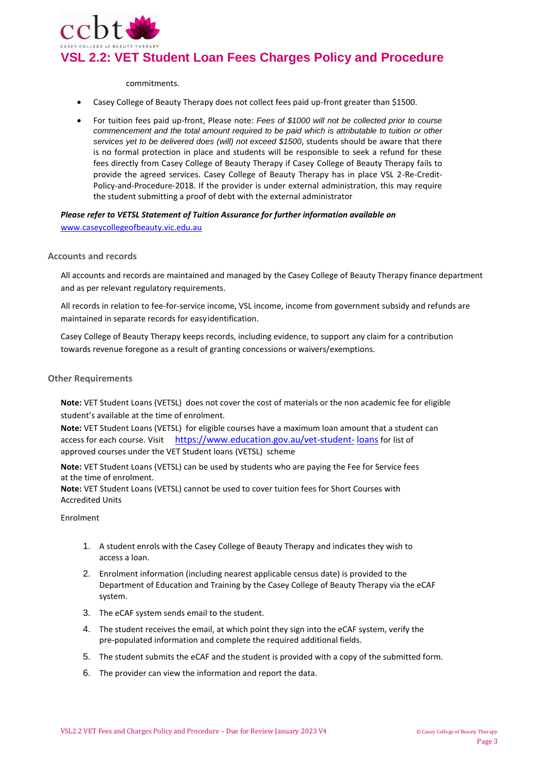commitments.

- Casey College of Beauty Therapy does not collect fees paid up-front greater than $1500.
- For tuition fees paid up-front, Please note: *Fees of $1000 will not be collected prior to course commencement and the total amount required to be paid which is attributable to tuition or other services yet to be delivered does (will) not exceed $1500*, students should be aware that there is no formal protection in place and students will be responsible to seek a refund for these fees directly from Casey College of Beauty Therapy if Casey College of Beauty Therapy fails to provide the agreed services. Casey College of Beauty Therapy has in place VSL 2-Re-Credit-Policy-and-Procedure-2018. If the provider is under external administration, this may require the student submitting a proof of debt with the external administrator

***Please refer to VETSL Statement of Tuition Assurance for further information available on*** [www.caseycollegeofbeauty.vic.edu.au](www.caseycollegeofbeauty.vic.edu.au)

### Accounts and records

All accounts and records are maintained and managed by the Casey College of Beauty Therapy finance department and as per relevant regulatory requirements.

All records in relation to fee-for-service income, VSL income, income from government subsidy and refunds are maintained in separate records for easy identification.

Casey College of Beauty Therapy keeps records, including evidence, to support any claim for a contribution towards revenue foregone as a result of granting concessions or waivers/exemptions.

### Other Requirements

**Note:** VET Student Loans (VETSL) does not cover the cost of materials or the non academic fee for eligible student's available at the time of enrolment.

**Note:** VET Student Loans (VETSL) for eligible courses have a maximum loan amount that a student can access for each course. Visit [https://www.education.gov.au/vet-student-loans](https://www.education.gov.au/vet-student-loans) for list of approved courses under the VET Student loans (VETSL) scheme

**Note:** VET Student Loans (VETSL) can be used by students who are paying the Fee for Service fees at the time of enrolment.

**Note:** VET Student Loans (VETSL) cannot be used to cover tuition fees for Short Courses with Accredited Units

Enrolment

1. A student enrols with the Casey College of Beauty Therapy and indicates they wish to access a loan.
2. Enrolment information (including nearest applicable census date) is provided to the Department of Education and Training by the Casey College of Beauty Therapy via the eCAF system.
3. The eCAF system sends email to the student.
4. The student receives the email, at which point they sign into the eCAF system, verify the pre-populated information and complete the required additional fields.
5. The student submits the eCAF and the student is provided with a copy of the submitted form.
6. The provider can view the information and report the data.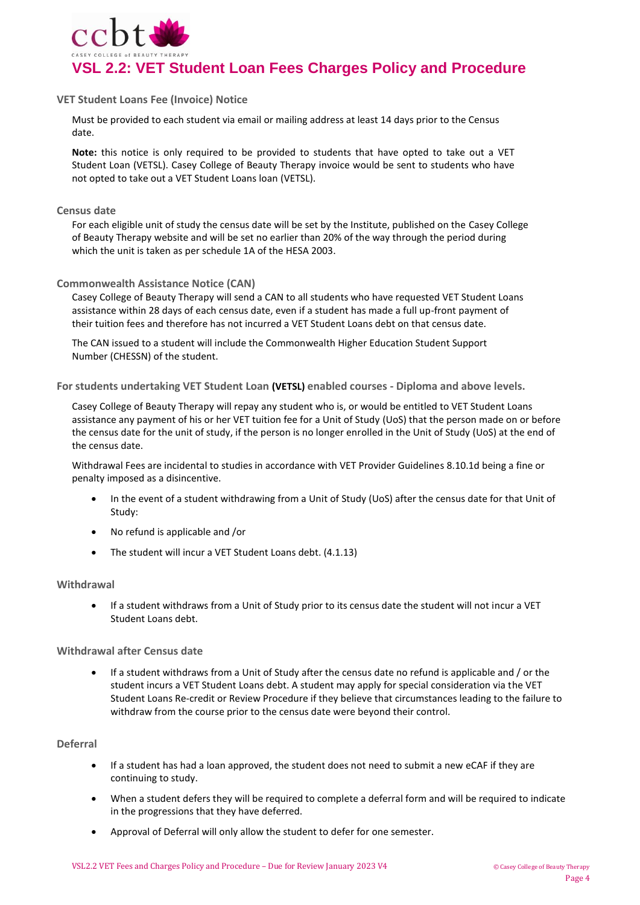# VSL 2.2: VET Student Loan Fees Charges Policy and Procedure

### VET Student Loans Fee (Invoice) Notice

Must be provided to each student via email or mailing address at least 14 days prior to the Census date.

**Note:** this notice is only required to be provided to students that have opted to take out a VET Student Loan (VETSL). Casey College of Beauty Therapy invoice would be sent to students who have not opted to take out a VET Student Loans loan (VETSL).

### Census date

For each eligible unit of study the census date will be set by the Institute, published on the Casey College of Beauty Therapy website and will be set no earlier than 20% of the way through the period during which the unit is taken as per schedule 1A of the HESA 2003.

### Commonwealth Assistance Notice (CAN)

Casey College of Beauty Therapy will send a CAN to all students who have requested VET Student Loans assistance within 28 days of each census date, even if a student has made a full up-front payment of their tuition fees and therefore has not incurred a VET Student Loans debt on that census date.

The CAN issued to a student will include the Commonwealth Higher Education Student Support Number (CHESSN) of the student.

### For students undertaking VET Student Loan (VETSL) enabled courses - Diploma and above levels.

Casey College of Beauty Therapy will repay any student who is, or would be entitled to VET Student Loans assistance any payment of his or her VET tuition fee for a Unit of Study (UoS) that the person made on or before the census date for the unit of study, if the person is no longer enrolled in the Unit of Study (UoS) at the end of the census date.

Withdrawal Fees are incidental to studies in accordance with VET Provider Guidelines 8.10.1d being a fine or penalty imposed as a disincentive.

- In the event of a student withdrawing from a Unit of Study (UoS) after the census date for that Unit of Study:
- No refund is applicable and /or
- The student will incur a VET Student Loans debt. (4.1.13)

### Withdrawal

- If a student withdraws from a Unit of Study prior to its census date the student will not incur a VET Student Loans debt.

### Withdrawal after Census date

- If a student withdraws from a Unit of Study after the census date no refund is applicable and / or the student incurs a VET Student Loans debt. A student may apply for special consideration via the VET Student Loans Re-credit or Review Procedure if they believe that circumstances leading to the failure to withdraw from the course prior to the census date were beyond their control.

### Deferral

- If a student has had a loan approved, the student does not need to submit a new eCAF if they are continuing to study.
- When a student defers they will be required to complete a deferral form and will be required to indicate in the progressions that they have deferred.
- Approval of Deferral will only allow the student to defer for one semester.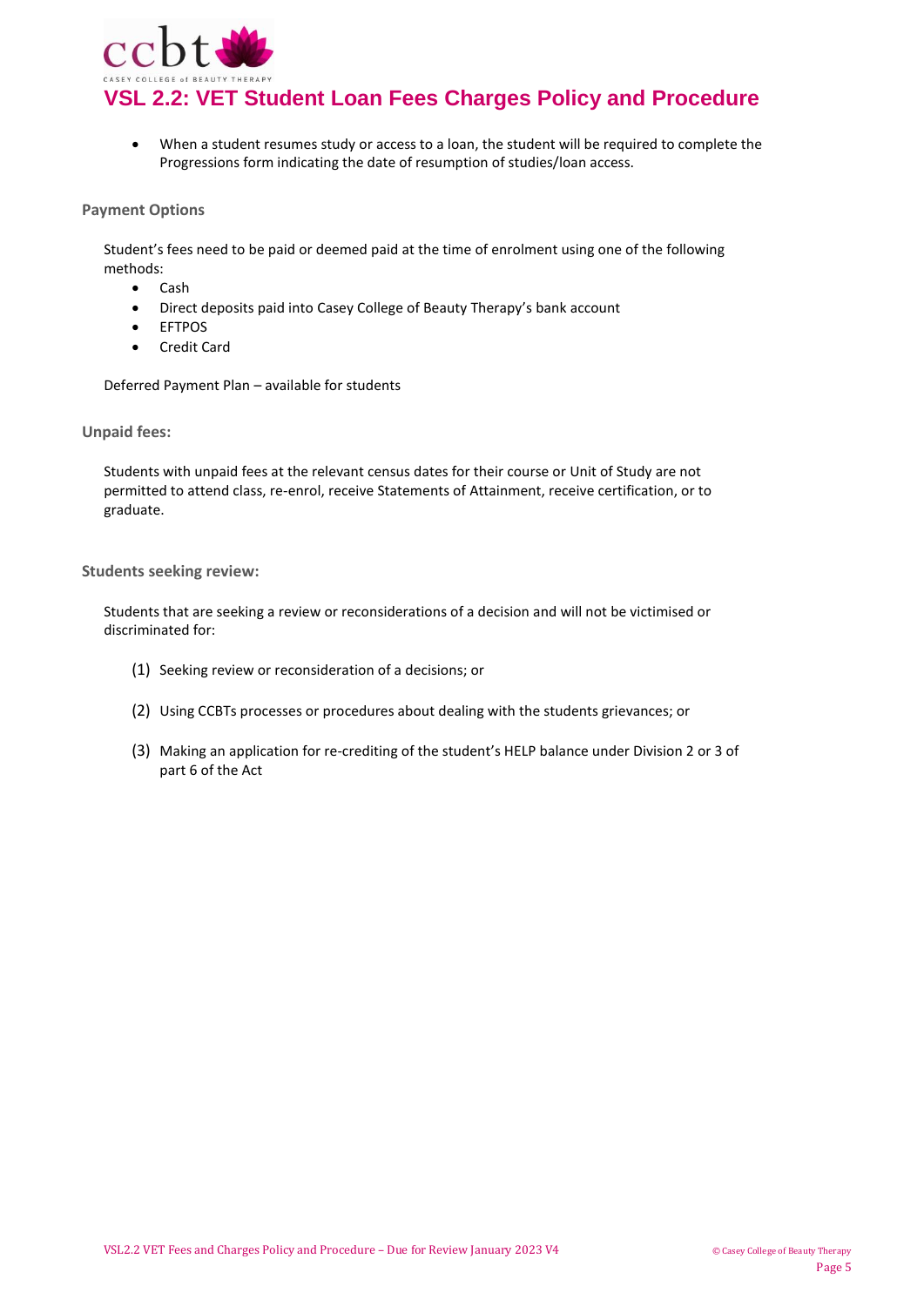- When a student resumes study or access to a loan, the student will be required to complete the Progressions form indicating the date of resumption of studies/loan access.

### Payment Options

Student's fees need to be paid or deemed paid at the time of enrolment using one of the following methods:

- Cash
- Direct deposits paid into Casey College of Beauty Therapy's bank account
- EFTPOS
- Credit Card

Deferred Payment Plan – available for students

### Unpaid fees:

Students with unpaid fees at the relevant census dates for their course or Unit of Study are not permitted to attend class, re-enrol, receive Statements of Attainment, receive certification, or to graduate.

### Students seeking review:

Students that are seeking a review or reconsiderations of a decision and will not be victimised or discriminated for:

(1) Seeking review or reconsideration of a decisions; or

(2) Using CCBTs processes or procedures about dealing with the students grievances; or

(3) Making an application for re-crediting of the student's HELP balance under Division 2 or 3 of part 6 of the Act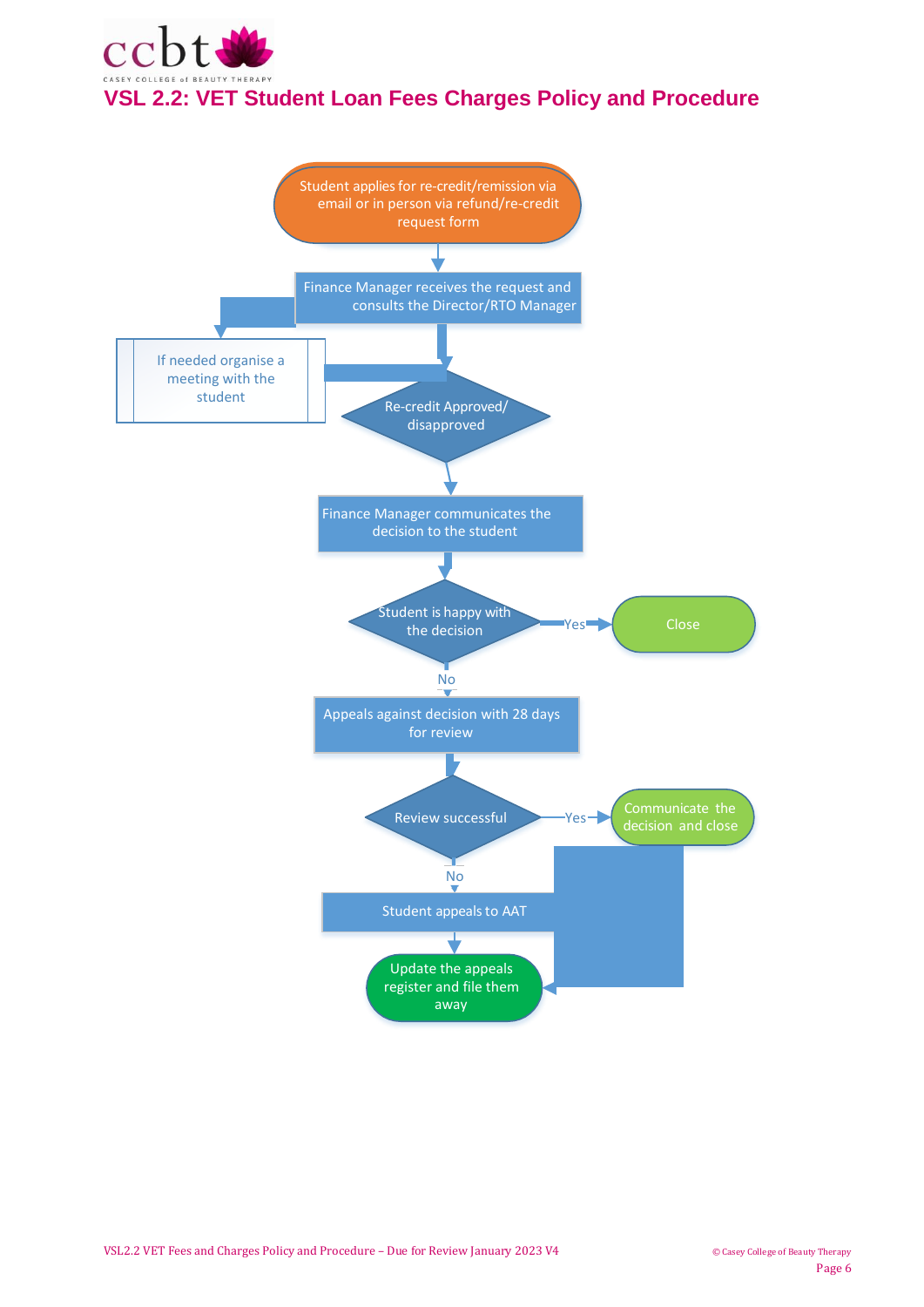## VSL 2.2: VET Student Loan Fees Charges Policy and Procedure

Student applies for re-credit/remission via email or in person via refund/re-credit request form

Finance Manager receives the request and consults the Director/RTO Manager

If needed organise a meeting with the student

Re-credit Approved/ disapproved

Finance Manager communicates the decision to the student

Student is happy with the decision

Yes

Close

No

Appeals against decision with 28 days for review

Review successful

Yes

Communicate the decision and close

No

Student appeals to AAT

Update the appeals register and file them away

VSL2.2 VET Fees and Charges Policy and Procedure – Due for Review January 2023 V4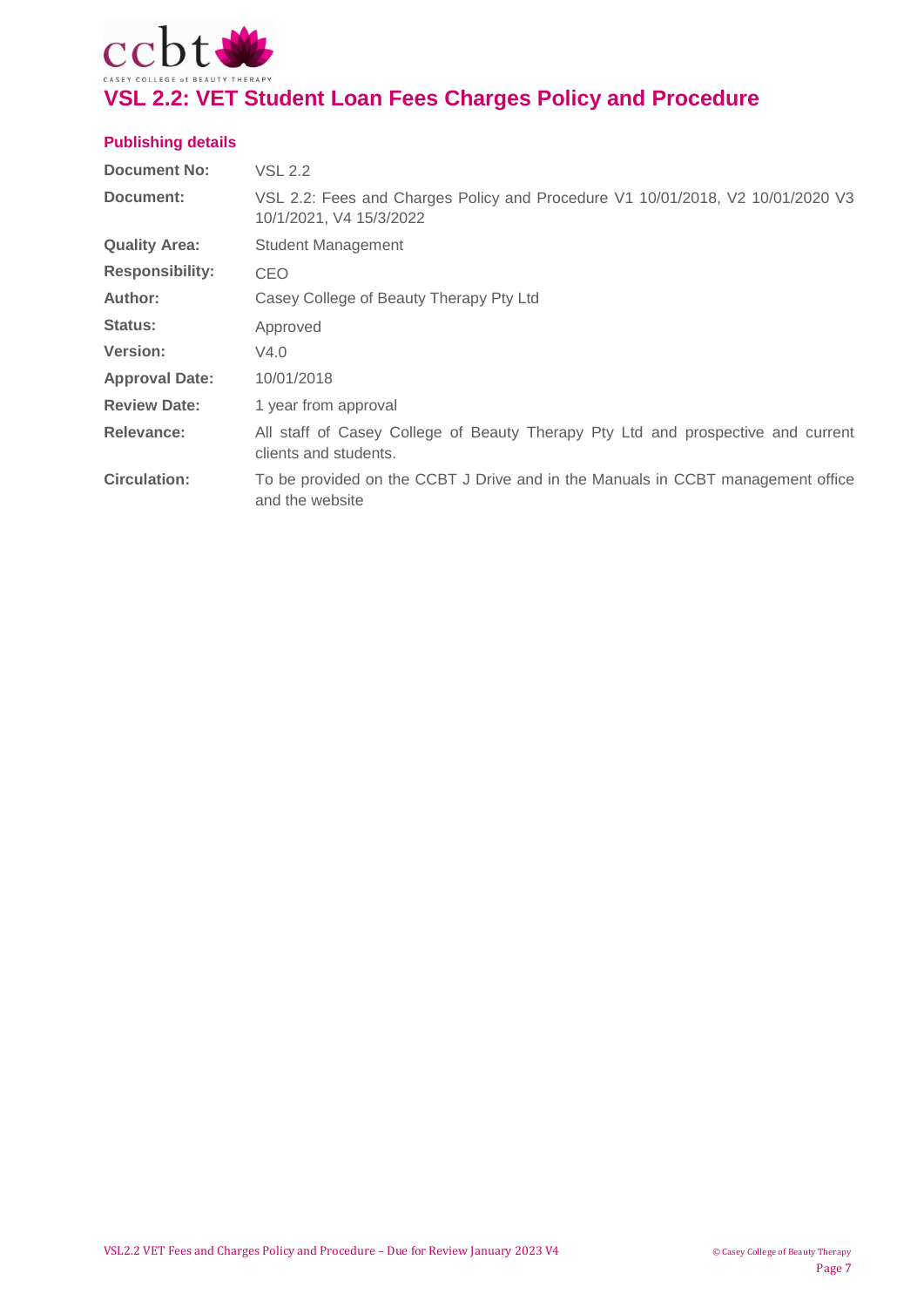# VSL 2.2: VET Student Loan Fees Charges Policy and Procedure

## Publishing details

| | |
|---|---|
| **Document No:** | VSL 2.2 |
| **Document:** | VSL 2.2: Fees and Charges Policy and Procedure V1 10/01/2018, V2 10/01/2020 V3 10/1/2021, V4 15/3/2022 |
| **Quality Area:** | Student Management |
| **Responsibility:** | CEO |
| **Author:** | Casey College of Beauty Therapy Pty Ltd |
| **Status:** | Approved |
| **Version:** | V4.0 |
| **Approval Date:** | 10/01/2018 |
| **Review Date:** | 1 year from approval |
| **Relevance:** | All staff of Casey College of Beauty Therapy Pty Ltd and prospective and current clients and students. |
| **Circulation:** | To be provided on the CCBT J Drive and in the Manuals in CCBT management office and the website |